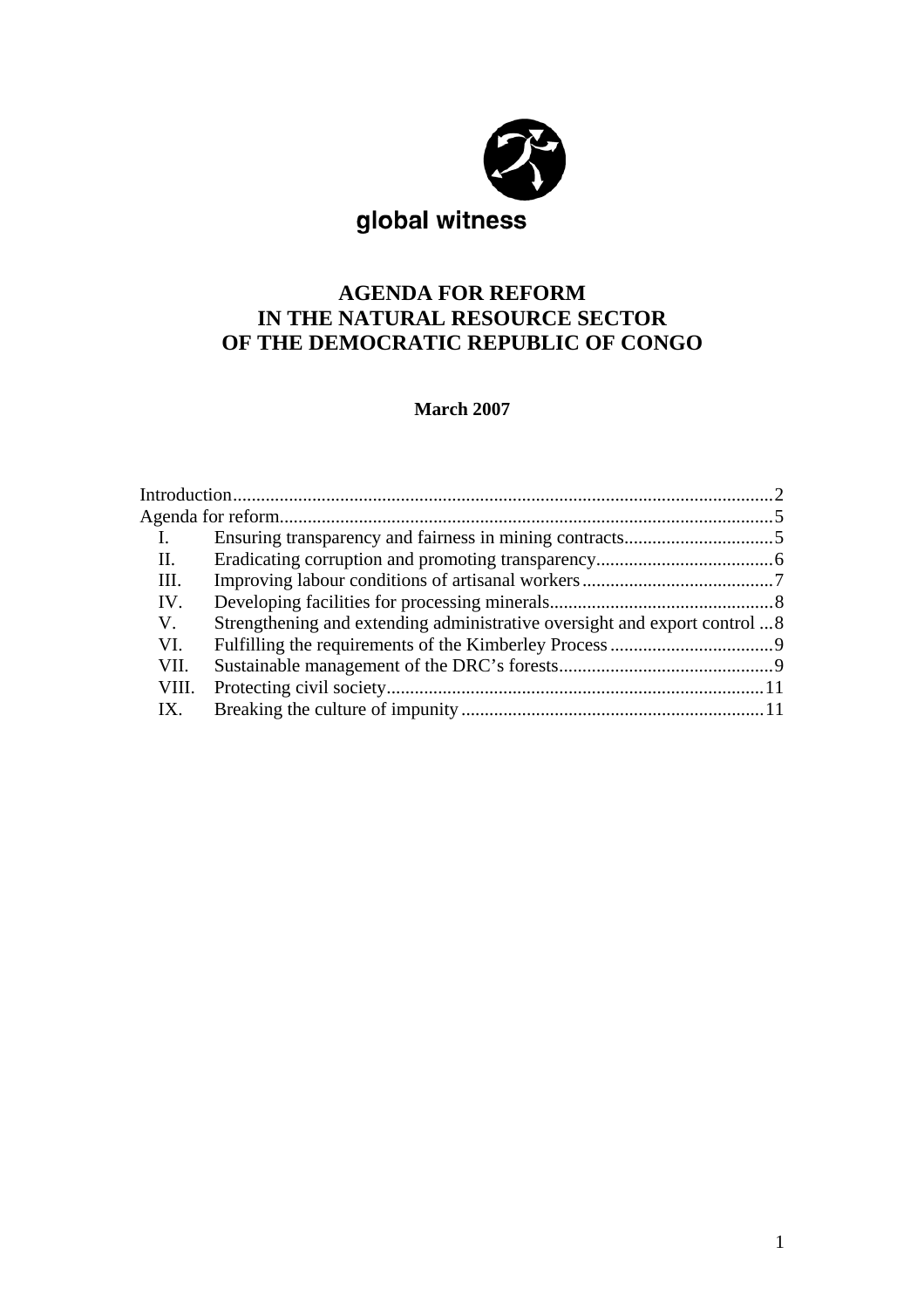global witness

# AGENDA FOR REFORM IN THE NATURAL RESOURCE SECTOR OF THE DEMOCRATIC REPUBLIC OF CONGO

**March 2007**

Introduction .......... 2
Agenda for reform .......... 5
- I. Ensuring transparency and fairness in mining contracts .......... 5
- II. Eradicating corruption and promoting transparency .......... 6
- III. Improving labour conditions of artisanal workers .......... 7
- IV. Developing facilities for processing minerals .......... 8
- V. Strengthening and extending administrative oversight and export control .......... 8
- VI. Fulfilling the requirements of the Kimberley Process .......... 9
- VII. Sustainable management of the DRC's forests .......... 9
- VIII. Protecting civil society .......... 11
- IX. Breaking the culture of impunity .......... 11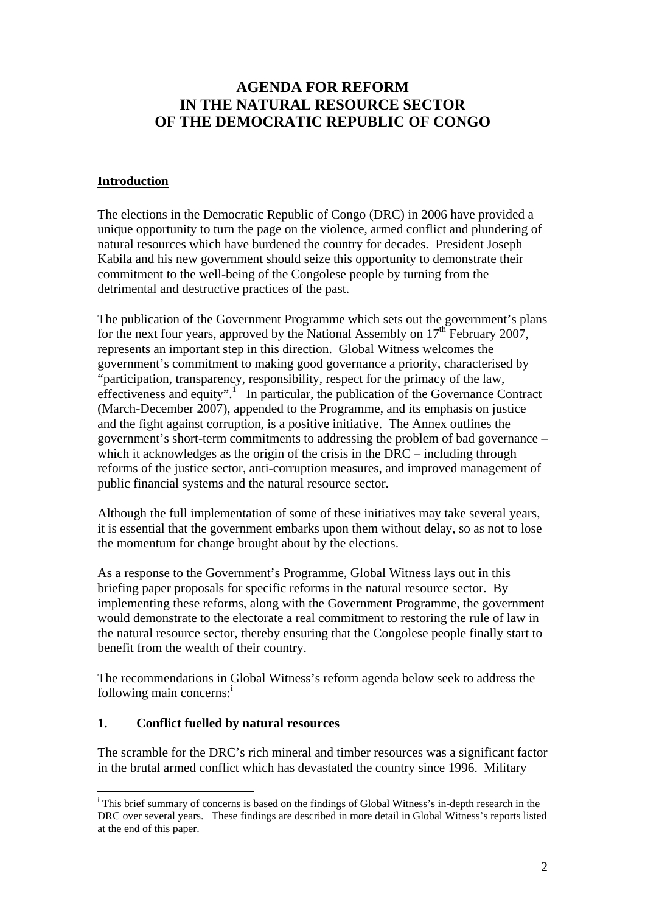# AGENDA FOR REFORM IN THE NATURAL RESOURCE SECTOR OF THE DEMOCRATIC REPUBLIC OF CONGO

## Introduction

The elections in the Democratic Republic of Congo (DRC) in 2006 have provided a unique opportunity to turn the page on the violence, armed conflict and plundering of natural resources which have burdened the country for decades. President Joseph Kabila and his new government should seize this opportunity to demonstrate their commitment to the well-being of the Congolese people by turning from the detrimental and destructive practices of the past.

The publication of the Government Programme which sets out the government's plans for the next four years, approved by the National Assembly on 17th February 2007, represents an important step in this direction. Global Witness welcomes the government's commitment to making good governance a priority, characterised by "participation, transparency, responsibility, respect for the primacy of the law, effectiveness and equity".[1] In particular, the publication of the Governance Contract (March-December 2007), appended to the Programme, and its emphasis on justice and the fight against corruption, is a positive initiative. The Annex outlines the government's short-term commitments to addressing the problem of bad governance – which it acknowledges as the origin of the crisis in the DRC – including through reforms of the justice sector, anti-corruption measures, and improved management of public financial systems and the natural resource sector.

Although the full implementation of some of these initiatives may take several years, it is essential that the government embarks upon them without delay, so as not to lose the momentum for change brought about by the elections.

As a response to the Government's Programme, Global Witness lays out in this briefing paper proposals for specific reforms in the natural resource sector. By implementing these reforms, along with the Government Programme, the government would demonstrate to the electorate a real commitment to restoring the rule of law in the natural resource sector, thereby ensuring that the Congolese people finally start to benefit from the wealth of their country.

The recommendations in Global Witness's reform agenda below seek to address the following main concerns:[i]

### 1. Conflict fuelled by natural resources

The scramble for the DRC's rich mineral and timber resources was a significant factor in the brutal armed conflict which has devastated the country since 1996. Military

---

[i] This brief summary of concerns is based on the findings of Global Witness's in-depth research in the DRC over several years. These findings are described in more detail in Global Witness's reports listed at the end of this paper.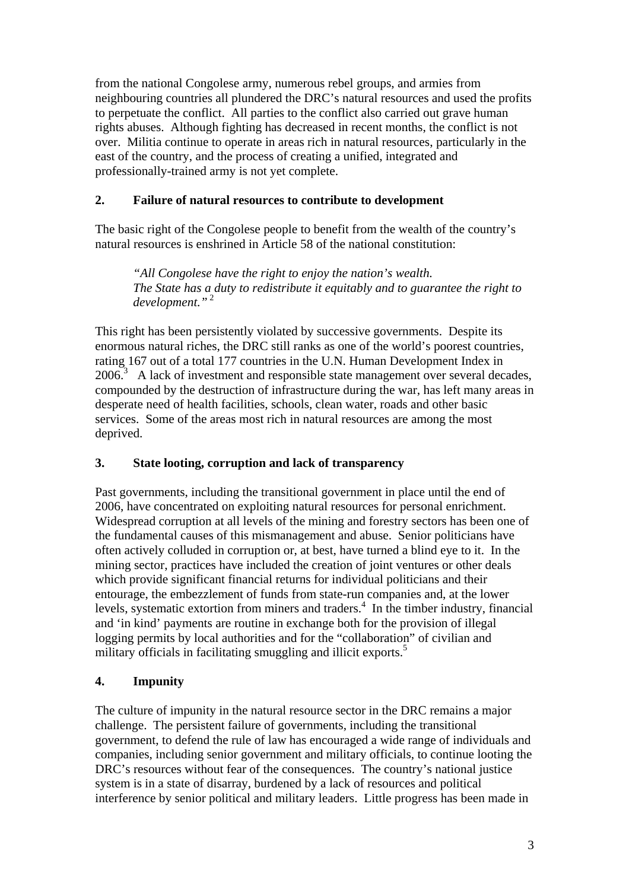from the national Congolese army, numerous rebel groups, and armies from neighbouring countries all plundered the DRC's natural resources and used the profits to perpetuate the conflict. All parties to the conflict also carried out grave human rights abuses. Although fighting has decreased in recent months, the conflict is not over. Militia continue to operate in areas rich in natural resources, particularly in the east of the country, and the process of creating a unified, integrated and professionally-trained army is not yet complete.

## 2. Failure of natural resources to contribute to development

The basic right of the Congolese people to benefit from the wealth of the country's natural resources is enshrined in Article 58 of the national constitution:

> *"All Congolese have the right to enjoy the nation's wealth.*
> *The State has a duty to redistribute it equitably and to guarantee the right to development."* [2]

This right has been persistently violated by successive governments. Despite its enormous natural riches, the DRC still ranks as one of the world's poorest countries, rating 167 out of a total 177 countries in the U.N. Human Development Index in 2006.[3] A lack of investment and responsible state management over several decades, compounded by the destruction of infrastructure during the war, has left many areas in desperate need of health facilities, schools, clean water, roads and other basic services. Some of the areas most rich in natural resources are among the most deprived.

## 3. State looting, corruption and lack of transparency

Past governments, including the transitional government in place until the end of 2006, have concentrated on exploiting natural resources for personal enrichment. Widespread corruption at all levels of the mining and forestry sectors has been one of the fundamental causes of this mismanagement and abuse. Senior politicians have often actively colluded in corruption or, at best, have turned a blind eye to it. In the mining sector, practices have included the creation of joint ventures or other deals which provide significant financial returns for individual politicians and their entourage, the embezzlement of funds from state-run companies and, at the lower levels, systematic extortion from miners and traders.[4] In the timber industry, financial and 'in kind' payments are routine in exchange both for the provision of illegal logging permits by local authorities and for the "collaboration" of civilian and military officials in facilitating smuggling and illicit exports.[5]

## 4. Impunity

The culture of impunity in the natural resource sector in the DRC remains a major challenge. The persistent failure of governments, including the transitional government, to defend the rule of law has encouraged a wide range of individuals and companies, including senior government and military officials, to continue looting the DRC's resources without fear of the consequences. The country's national justice system is in a state of disarray, burdened by a lack of resources and political interference by senior political and military leaders. Little progress has been made in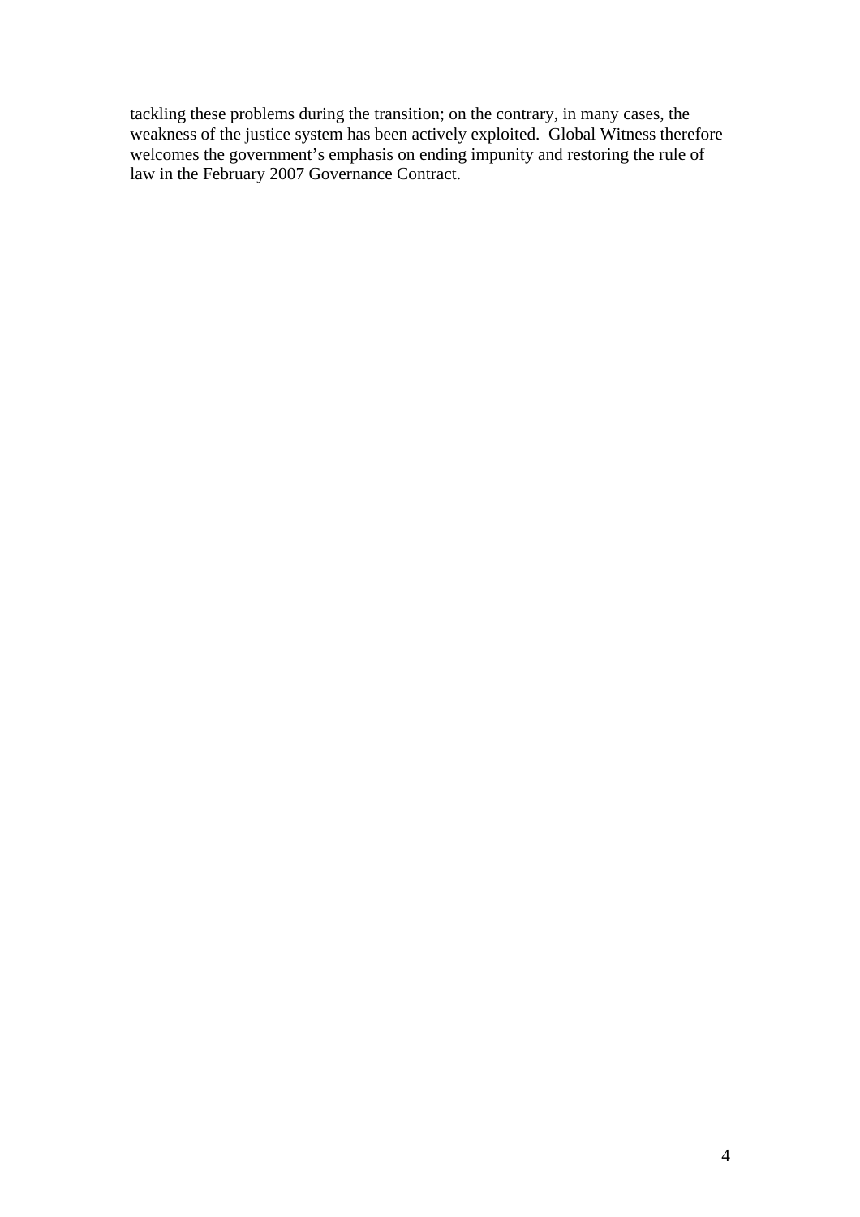tackling these problems during the transition; on the contrary, in many cases, the weakness of the justice system has been actively exploited. Global Witness therefore welcomes the government's emphasis on ending impunity and restoring the rule of law in the February 2007 Governance Contract.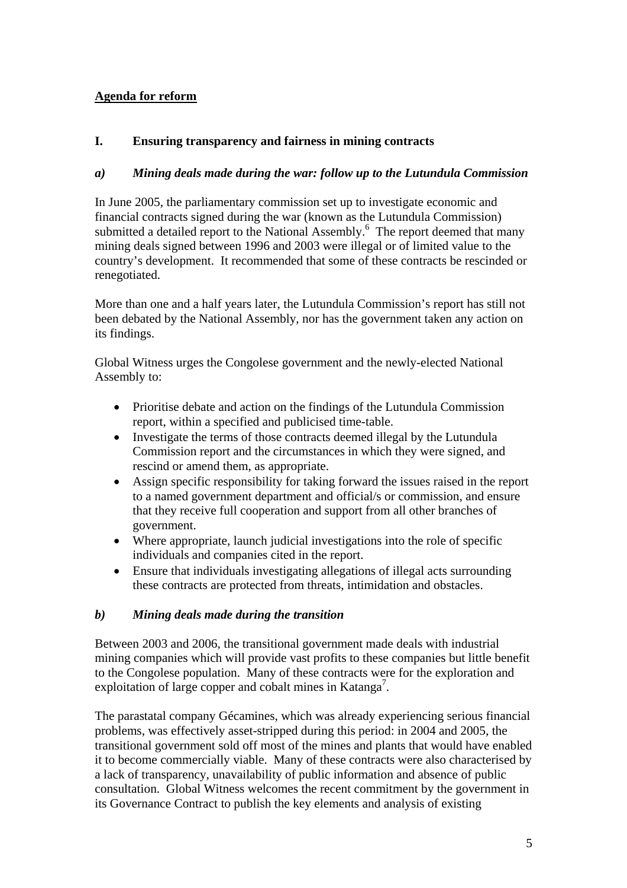## Agenda for reform

### I. Ensuring transparency and fairness in mining contracts

#### *a) Mining deals made during the war: follow up to the Lutundula Commission*

In June 2005, the parliamentary commission set up to investigate economic and financial contracts signed during the war (known as the Lutundula Commission) submitted a detailed report to the National Assembly.[6] The report deemed that many mining deals signed between 1996 and 2003 were illegal or of limited value to the country's development. It recommended that some of these contracts be rescinded or renegotiated.

More than one and a half years later, the Lutundula Commission's report has still not been debated by the National Assembly, nor has the government taken any action on its findings.

Global Witness urges the Congolese government and the newly-elected National Assembly to:

- Prioritise debate and action on the findings of the Lutundula Commission report, within a specified and publicised time-table.
- Investigate the terms of those contracts deemed illegal by the Lutundula Commission report and the circumstances in which they were signed, and rescind or amend them, as appropriate.
- Assign specific responsibility for taking forward the issues raised in the report to a named government department and official/s or commission, and ensure that they receive full cooperation and support from all other branches of government.
- Where appropriate, launch judicial investigations into the role of specific individuals and companies cited in the report.
- Ensure that individuals investigating allegations of illegal acts surrounding these contracts are protected from threats, intimidation and obstacles.

#### *b) Mining deals made during the transition*

Between 2003 and 2006, the transitional government made deals with industrial mining companies which will provide vast profits to these companies but little benefit to the Congolese population. Many of these contracts were for the exploration and exploitation of large copper and cobalt mines in Katanga[7].

The parastatal company Gécamines, which was already experiencing serious financial problems, was effectively asset-stripped during this period: in 2004 and 2005, the transitional government sold off most of the mines and plants that would have enabled it to become commercially viable. Many of these contracts were also characterised by a lack of transparency, unavailability of public information and absence of public consultation. Global Witness welcomes the recent commitment by the government in its Governance Contract to publish the key elements and analysis of existing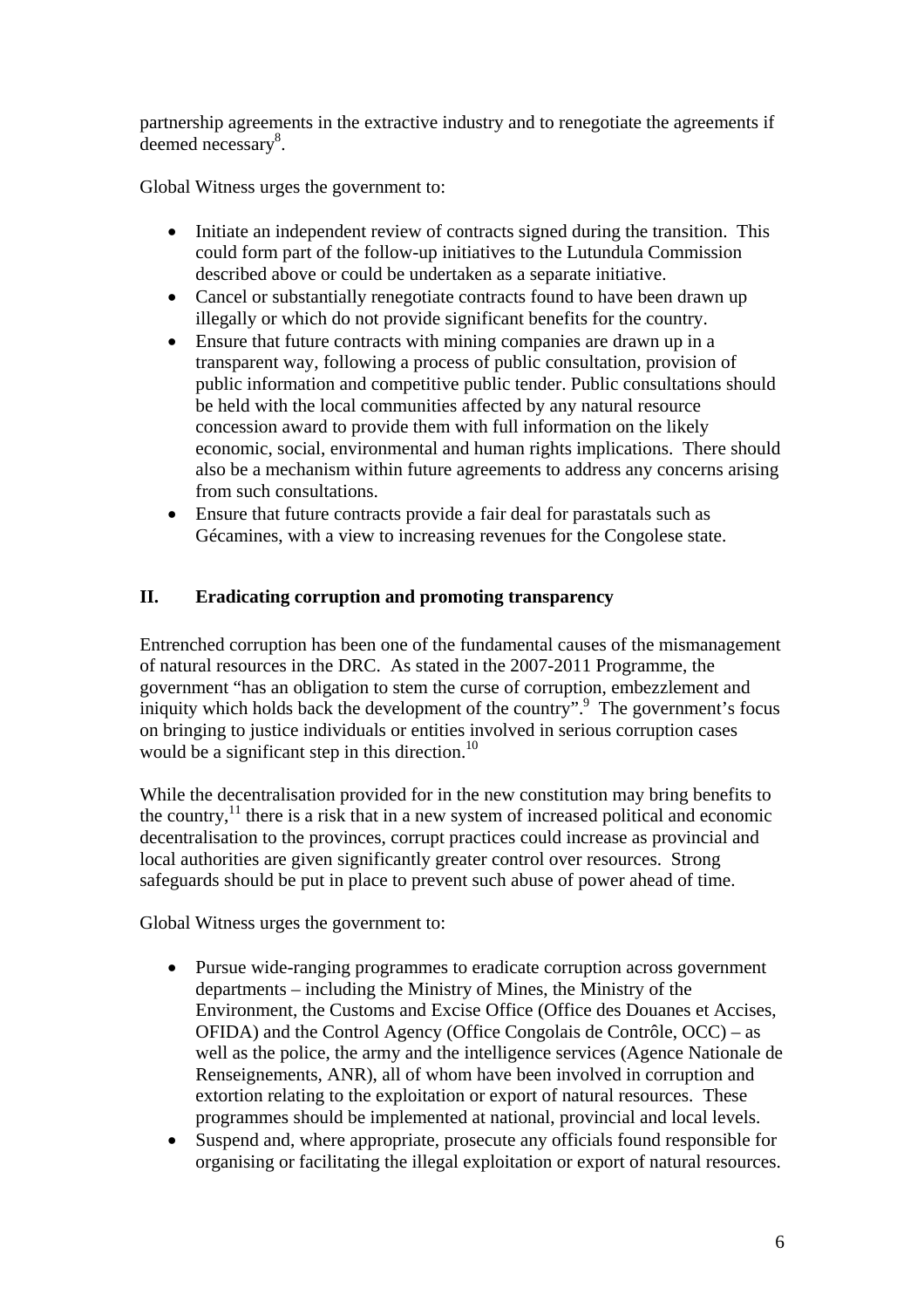partnership agreements in the extractive industry and to renegotiate the agreements if deemed necessary[8].

Global Witness urges the government to:

- Initiate an independent review of contracts signed during the transition. This could form part of the follow-up initiatives to the Lutundula Commission described above or could be undertaken as a separate initiative.
- Cancel or substantially renegotiate contracts found to have been drawn up illegally or which do not provide significant benefits for the country.
- Ensure that future contracts with mining companies are drawn up in a transparent way, following a process of public consultation, provision of public information and competitive public tender. Public consultations should be held with the local communities affected by any natural resource concession award to provide them with full information on the likely economic, social, environmental and human rights implications. There should also be a mechanism within future agreements to address any concerns arising from such consultations.
- Ensure that future contracts provide a fair deal for parastatals such as Gécamines, with a view to increasing revenues for the Congolese state.

## II. Eradicating corruption and promoting transparency

Entrenched corruption has been one of the fundamental causes of the mismanagement of natural resources in the DRC. As stated in the 2007-2011 Programme, the government "has an obligation to stem the curse of corruption, embezzlement and iniquity which holds back the development of the country".[9] The government's focus on bringing to justice individuals or entities involved in serious corruption cases would be a significant step in this direction.[10]

While the decentralisation provided for in the new constitution may bring benefits to the country,[11] there is a risk that in a new system of increased political and economic decentralisation to the provinces, corrupt practices could increase as provincial and local authorities are given significantly greater control over resources. Strong safeguards should be put in place to prevent such abuse of power ahead of time.

Global Witness urges the government to:

- Pursue wide-ranging programmes to eradicate corruption across government departments – including the Ministry of Mines, the Ministry of the Environment, the Customs and Excise Office (Office des Douanes et Accises, OFIDA) and the Control Agency (Office Congolais de Contrôle, OCC) – as well as the police, the army and the intelligence services (Agence Nationale de Renseignements, ANR), all of whom have been involved in corruption and extortion relating to the exploitation or export of natural resources. These programmes should be implemented at national, provincial and local levels.
- Suspend and, where appropriate, prosecute any officials found responsible for organising or facilitating the illegal exploitation or export of natural resources.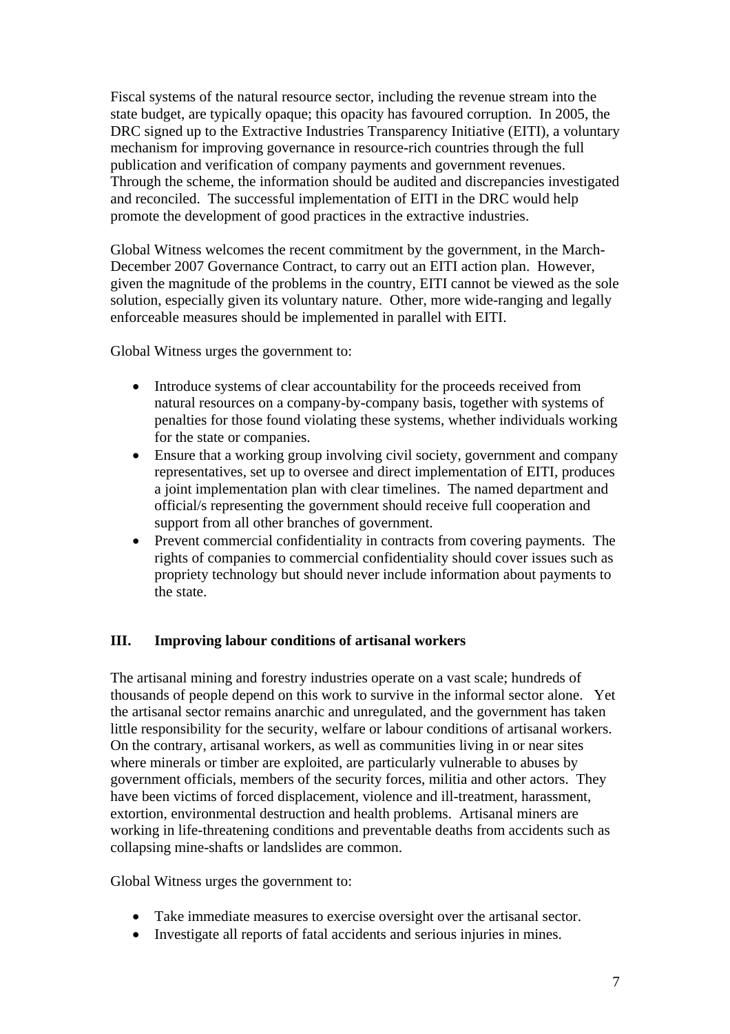Fiscal systems of the natural resource sector, including the revenue stream into the state budget, are typically opaque; this opacity has favoured corruption. In 2005, the DRC signed up to the Extractive Industries Transparency Initiative (EITI), a voluntary mechanism for improving governance in resource-rich countries through the full publication and verification of company payments and government revenues. Through the scheme, the information should be audited and discrepancies investigated and reconciled. The successful implementation of EITI in the DRC would help promote the development of good practices in the extractive industries.

Global Witness welcomes the recent commitment by the government, in the March-December 2007 Governance Contract, to carry out an EITI action plan. However, given the magnitude of the problems in the country, EITI cannot be viewed as the sole solution, especially given its voluntary nature. Other, more wide-ranging and legally enforceable measures should be implemented in parallel with EITI.

Global Witness urges the government to:

- Introduce systems of clear accountability for the proceeds received from natural resources on a company-by-company basis, together with systems of penalties for those found violating these systems, whether individuals working for the state or companies.
- Ensure that a working group involving civil society, government and company representatives, set up to oversee and direct implementation of EITI, produces a joint implementation plan with clear timelines. The named department and official/s representing the government should receive full cooperation and support from all other branches of government.
- Prevent commercial confidentiality in contracts from covering payments. The rights of companies to commercial confidentiality should cover issues such as propriety technology but should never include information about payments to the state.

## III. Improving labour conditions of artisanal workers

The artisanal mining and forestry industries operate on a vast scale; hundreds of thousands of people depend on this work to survive in the informal sector alone. Yet the artisanal sector remains anarchic and unregulated, and the government has taken little responsibility for the security, welfare or labour conditions of artisanal workers. On the contrary, artisanal workers, as well as communities living in or near sites where minerals or timber are exploited, are particularly vulnerable to abuses by government officials, members of the security forces, militia and other actors. They have been victims of forced displacement, violence and ill-treatment, harassment, extortion, environmental destruction and health problems. Artisanal miners are working in life-threatening conditions and preventable deaths from accidents such as collapsing mine-shafts or landslides are common.

Global Witness urges the government to:

- Take immediate measures to exercise oversight over the artisanal sector.
- Investigate all reports of fatal accidents and serious injuries in mines.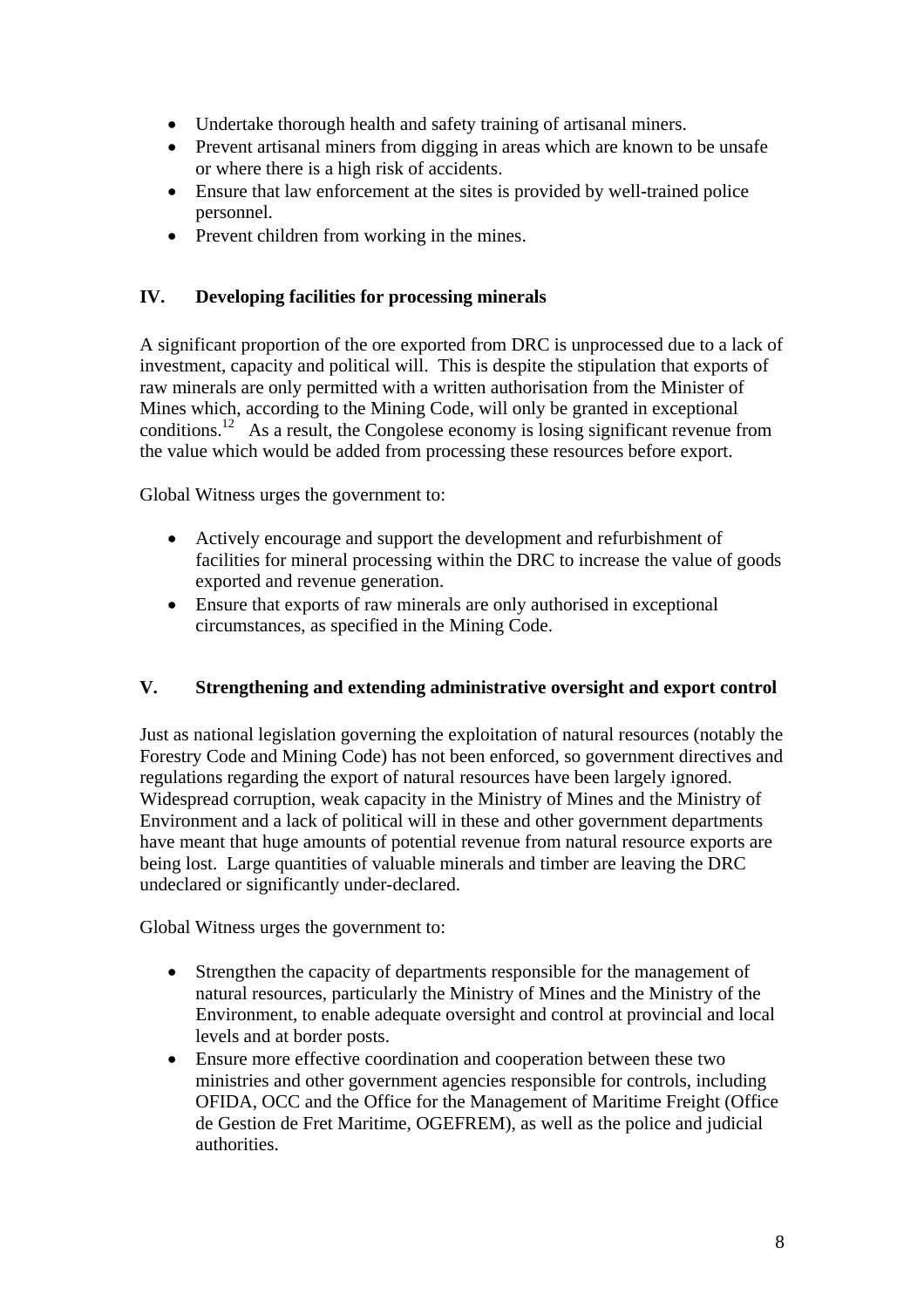- Undertake thorough health and safety training of artisanal miners.
- Prevent artisanal miners from digging in areas which are known to be unsafe or where there is a high risk of accidents.
- Ensure that law enforcement at the sites is provided by well-trained police personnel.
- Prevent children from working in the mines.

## IV. Developing facilities for processing minerals

A significant proportion of the ore exported from DRC is unprocessed due to a lack of investment, capacity and political will. This is despite the stipulation that exports of raw minerals are only permitted with a written authorisation from the Minister of Mines which, according to the Mining Code, will only be granted in exceptional conditions.[12] As a result, the Congolese economy is losing significant revenue from the value which would be added from processing these resources before export.

Global Witness urges the government to:

- Actively encourage and support the development and refurbishment of facilities for mineral processing within the DRC to increase the value of goods exported and revenue generation.
- Ensure that exports of raw minerals are only authorised in exceptional circumstances, as specified in the Mining Code.

## V. Strengthening and extending administrative oversight and export control

Just as national legislation governing the exploitation of natural resources (notably the Forestry Code and Mining Code) has not been enforced, so government directives and regulations regarding the export of natural resources have been largely ignored. Widespread corruption, weak capacity in the Ministry of Mines and the Ministry of Environment and a lack of political will in these and other government departments have meant that huge amounts of potential revenue from natural resource exports are being lost. Large quantities of valuable minerals and timber are leaving the DRC undeclared or significantly under-declared.

Global Witness urges the government to:

- Strengthen the capacity of departments responsible for the management of natural resources, particularly the Ministry of Mines and the Ministry of the Environment, to enable adequate oversight and control at provincial and local levels and at border posts.
- Ensure more effective coordination and cooperation between these two ministries and other government agencies responsible for controls, including OFIDA, OCC and the Office for the Management of Maritime Freight (Office de Gestion de Fret Maritime, OGEFREM), as well as the police and judicial authorities.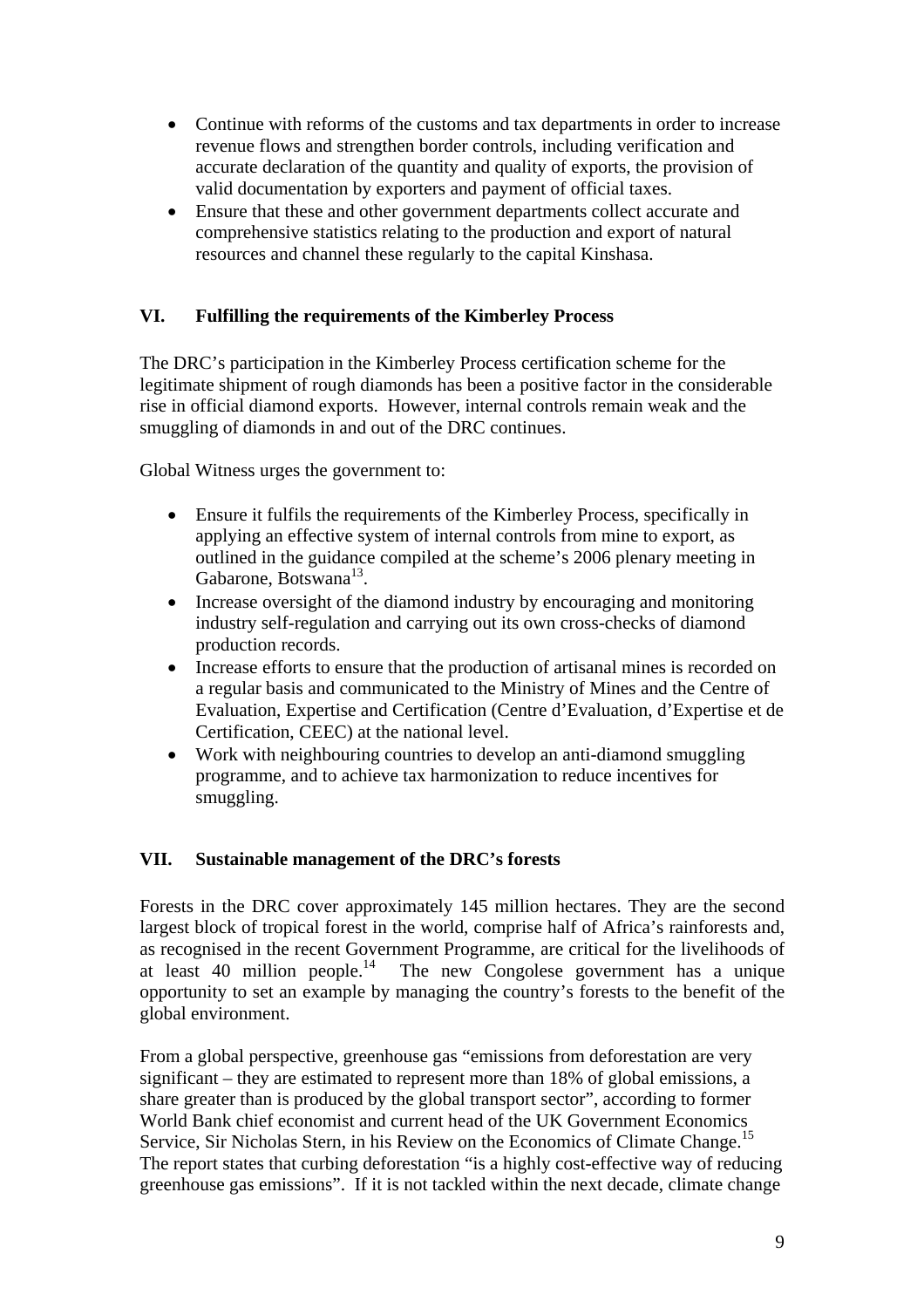- Continue with reforms of the customs and tax departments in order to increase revenue flows and strengthen border controls, including verification and accurate declaration of the quantity and quality of exports, the provision of valid documentation by exporters and payment of official taxes.
- Ensure that these and other government departments collect accurate and comprehensive statistics relating to the production and export of natural resources and channel these regularly to the capital Kinshasa.

## VI. Fulfilling the requirements of the Kimberley Process

The DRC's participation in the Kimberley Process certification scheme for the legitimate shipment of rough diamonds has been a positive factor in the considerable rise in official diamond exports. However, internal controls remain weak and the smuggling of diamonds in and out of the DRC continues.

Global Witness urges the government to:

- Ensure it fulfils the requirements of the Kimberley Process, specifically in applying an effective system of internal controls from mine to export, as outlined in the guidance compiled at the scheme's 2006 plenary meeting in Gabarone, Botswana[13].
- Increase oversight of the diamond industry by encouraging and monitoring industry self-regulation and carrying out its own cross-checks of diamond production records.
- Increase efforts to ensure that the production of artisanal mines is recorded on a regular basis and communicated to the Ministry of Mines and the Centre of Evaluation, Expertise and Certification (Centre d'Evaluation, d'Expertise et de Certification, CEEC) at the national level.
- Work with neighbouring countries to develop an anti-diamond smuggling programme, and to achieve tax harmonization to reduce incentives for smuggling.

## VII. Sustainable management of the DRC's forests

Forests in the DRC cover approximately 145 million hectares. They are the second largest block of tropical forest in the world, comprise half of Africa's rainforests and, as recognised in the recent Government Programme, are critical for the livelihoods of at least 40 million people.[14] The new Congolese government has a unique opportunity to set an example by managing the country's forests to the benefit of the global environment.

From a global perspective, greenhouse gas "emissions from deforestation are very significant – they are estimated to represent more than 18% of global emissions, a share greater than is produced by the global transport sector", according to former World Bank chief economist and current head of the UK Government Economics Service, Sir Nicholas Stern, in his Review on the Economics of Climate Change.[15] The report states that curbing deforestation "is a highly cost-effective way of reducing greenhouse gas emissions". If it is not tackled within the next decade, climate change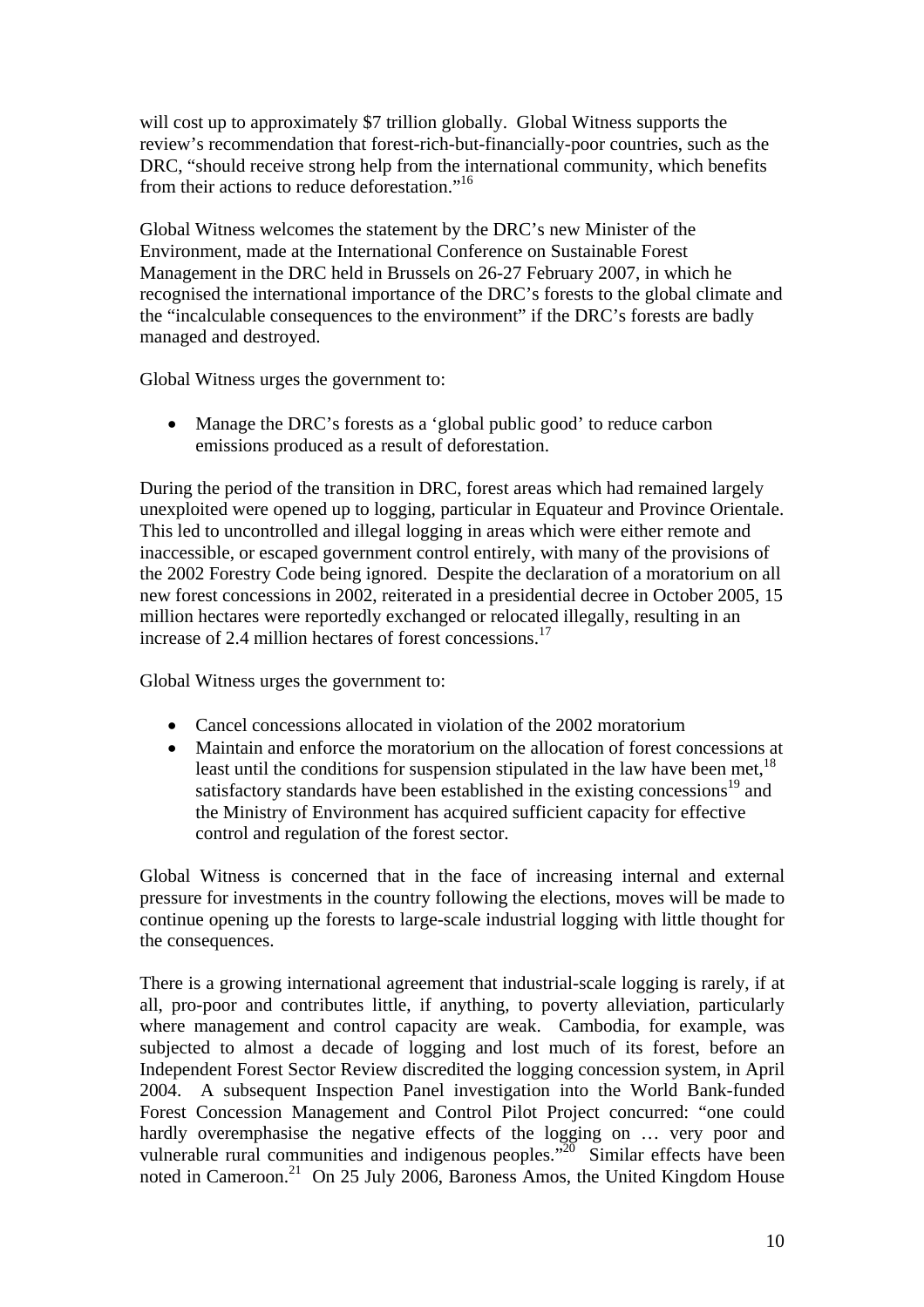will cost up to approximately $7 trillion globally. Global Witness supports the review's recommendation that forest-rich-but-financially-poor countries, such as the DRC, "should receive strong help from the international community, which benefits from their actions to reduce deforestation."[16]

Global Witness welcomes the statement by the DRC's new Minister of the Environment, made at the International Conference on Sustainable Forest Management in the DRC held in Brussels on 26-27 February 2007, in which he recognised the international importance of the DRC's forests to the global climate and the "incalculable consequences to the environment" if the DRC's forests are badly managed and destroyed.

Global Witness urges the government to:

- Manage the DRC's forests as a 'global public good' to reduce carbon emissions produced as a result of deforestation.

During the period of the transition in DRC, forest areas which had remained largely unexploited were opened up to logging, particular in Equateur and Province Orientale. This led to uncontrolled and illegal logging in areas which were either remote and inaccessible, or escaped government control entirely, with many of the provisions of the 2002 Forestry Code being ignored. Despite the declaration of a moratorium on all new forest concessions in 2002, reiterated in a presidential decree in October 2005, 15 million hectares were reportedly exchanged or relocated illegally, resulting in an increase of 2.4 million hectares of forest concessions.[17]

Global Witness urges the government to:

- Cancel concessions allocated in violation of the 2002 moratorium
- Maintain and enforce the moratorium on the allocation of forest concessions at least until the conditions for suspension stipulated in the law have been met,[18] satisfactory standards have been established in the existing concessions[19] and the Ministry of Environment has acquired sufficient capacity for effective control and regulation of the forest sector.

Global Witness is concerned that in the face of increasing internal and external pressure for investments in the country following the elections, moves will be made to continue opening up the forests to large-scale industrial logging with little thought for the consequences.

There is a growing international agreement that industrial-scale logging is rarely, if at all, pro-poor and contributes little, if anything, to poverty alleviation, particularly where management and control capacity are weak. Cambodia, for example, was subjected to almost a decade of logging and lost much of its forest, before an Independent Forest Sector Review discredited the logging concession system, in April 2004. A subsequent Inspection Panel investigation into the World Bank-funded Forest Concession Management and Control Pilot Project concurred: "one could hardly overemphasise the negative effects of the logging on … very poor and vulnerable rural communities and indigenous peoples."[20] Similar effects have been noted in Cameroon.[21] On 25 July 2006, Baroness Amos, the United Kingdom House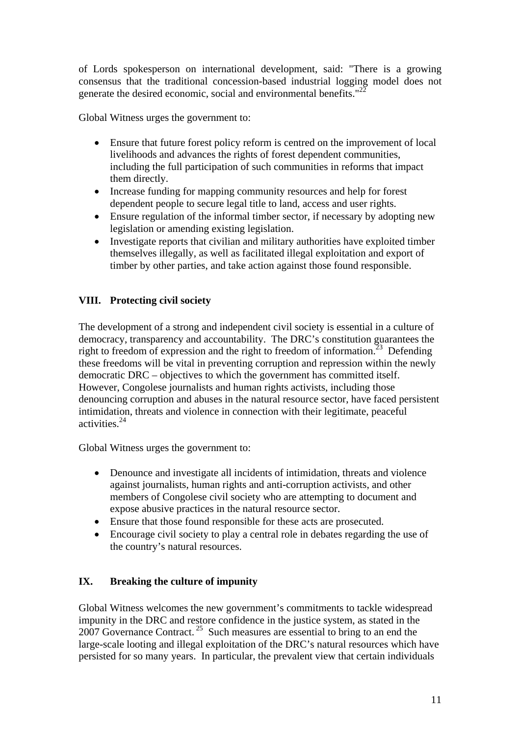of Lords spokesperson on international development, said: "There is a growing consensus that the traditional concession-based industrial logging model does not generate the desired economic, social and environmental benefits."[22]

Global Witness urges the government to:

- Ensure that future forest policy reform is centred on the improvement of local livelihoods and advances the rights of forest dependent communities, including the full participation of such communities in reforms that impact them directly.
- Increase funding for mapping community resources and help for forest dependent people to secure legal title to land, access and user rights.
- Ensure regulation of the informal timber sector, if necessary by adopting new legislation or amending existing legislation.
- Investigate reports that civilian and military authorities have exploited timber themselves illegally, as well as facilitated illegal exploitation and export of timber by other parties, and take action against those found responsible.

## VIII. Protecting civil society

The development of a strong and independent civil society is essential in a culture of democracy, transparency and accountability. The DRC's constitution guarantees the right to freedom of expression and the right to freedom of information.[23] Defending these freedoms will be vital in preventing corruption and repression within the newly democratic DRC – objectives to which the government has committed itself. However, Congolese journalists and human rights activists, including those denouncing corruption and abuses in the natural resource sector, have faced persistent intimidation, threats and violence in connection with their legitimate, peaceful activities.[24]

Global Witness urges the government to:

- Denounce and investigate all incidents of intimidation, threats and violence against journalists, human rights and anti-corruption activists, and other members of Congolese civil society who are attempting to document and expose abusive practices in the natural resource sector.
- Ensure that those found responsible for these acts are prosecuted.
- Encourage civil society to play a central role in debates regarding the use of the country's natural resources.

## IX. Breaking the culture of impunity

Global Witness welcomes the new government's commitments to tackle widespread impunity in the DRC and restore confidence in the justice system, as stated in the 2007 Governance Contract.[25] Such measures are essential to bring to an end the large-scale looting and illegal exploitation of the DRC's natural resources which have persisted for so many years. In particular, the prevalent view that certain individuals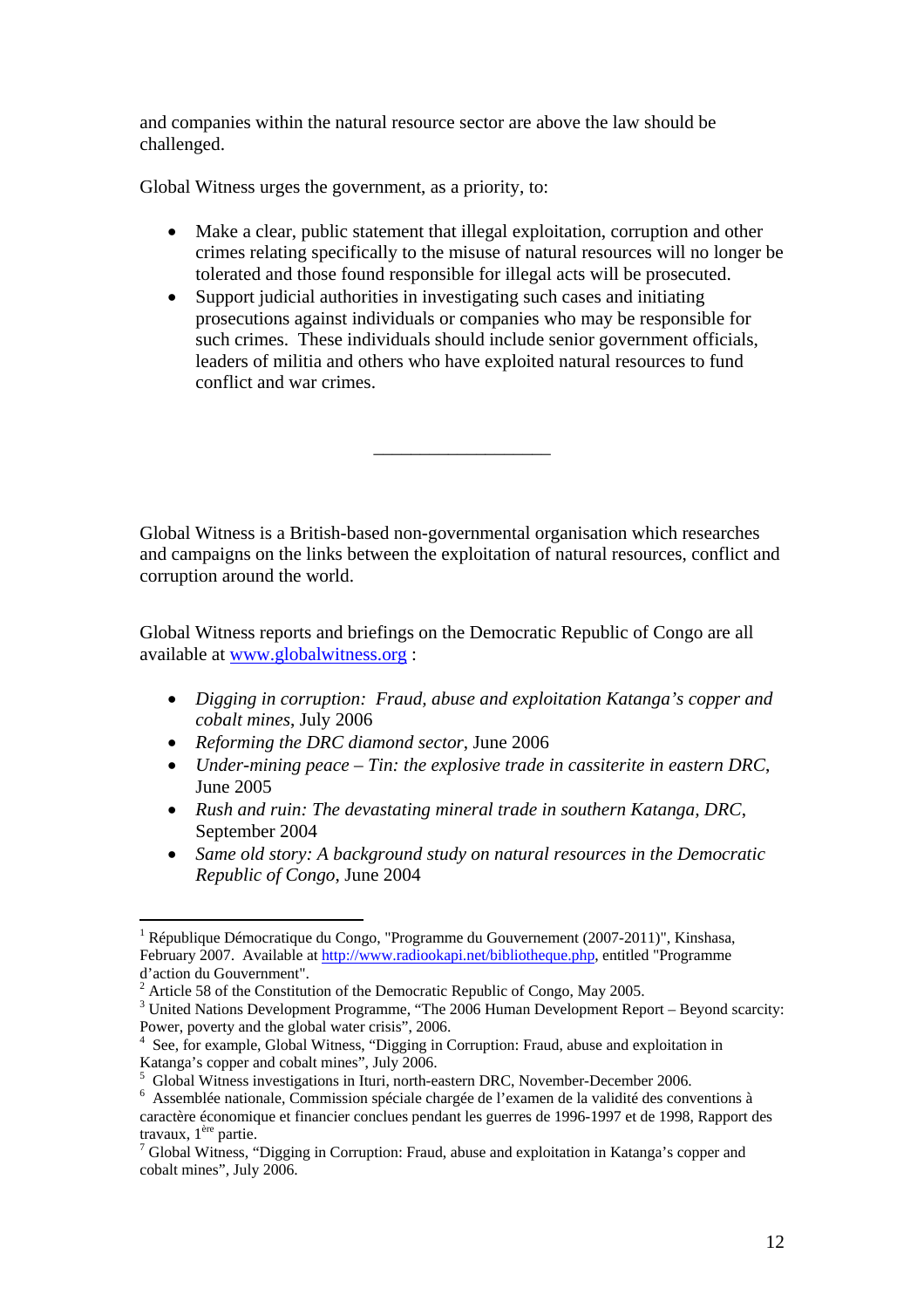and companies within the natural resource sector are above the law should be challenged.

Global Witness urges the government, as a priority, to:

- Make a clear, public statement that illegal exploitation, corruption and other crimes relating specifically to the misuse of natural resources will no longer be tolerated and those found responsible for illegal acts will be prosecuted.
- Support judicial authorities in investigating such cases and initiating prosecutions against individuals or companies who may be responsible for such crimes. These individuals should include senior government officials, leaders of militia and others who have exploited natural resources to fund conflict and war crimes.

---

Global Witness is a British-based non-governmental organisation which researches and campaigns on the links between the exploitation of natural resources, conflict and corruption around the world.

Global Witness reports and briefings on the Democratic Republic of Congo are all available at www.globalwitness.org :

- *Digging in corruption: Fraud, abuse and exploitation Katanga's copper and cobalt mines*, July 2006
- *Reforming the DRC diamond sector*, June 2006
- *Under-mining peace – Tin: the explosive trade in cassiterite in eastern DRC*, June 2005
- *Rush and ruin: The devastating mineral trade in southern Katanga, DRC*, September 2004
- *Same old story: A background study on natural resources in the Democratic Republic of Congo*, June 2004

---

[1] République Démocratique du Congo, "Programme du Gouvernement (2007-2011)", Kinshasa, February 2007. Available at http://www.radiookapi.net/bibliotheque.php, entitled "Programme d'action du Gouvernment".
[2] Article 58 of the Constitution of the Democratic Republic of Congo, May 2005.
[3] United Nations Development Programme, "The 2006 Human Development Report – Beyond scarcity: Power, poverty and the global water crisis", 2006.
[4] See, for example, Global Witness, "Digging in Corruption: Fraud, abuse and exploitation in Katanga's copper and cobalt mines", July 2006.
[5] Global Witness investigations in Ituri, north-eastern DRC, November-December 2006.
[6] Assemblée nationale, Commission spéciale chargée de l'examen de la validité des conventions à caractère économique et financier conclues pendant les guerres de 1996-1997 et de 1998, Rapport des travaux, 1ère partie.
[7] Global Witness, "Digging in Corruption: Fraud, abuse and exploitation in Katanga's copper and cobalt mines", July 2006.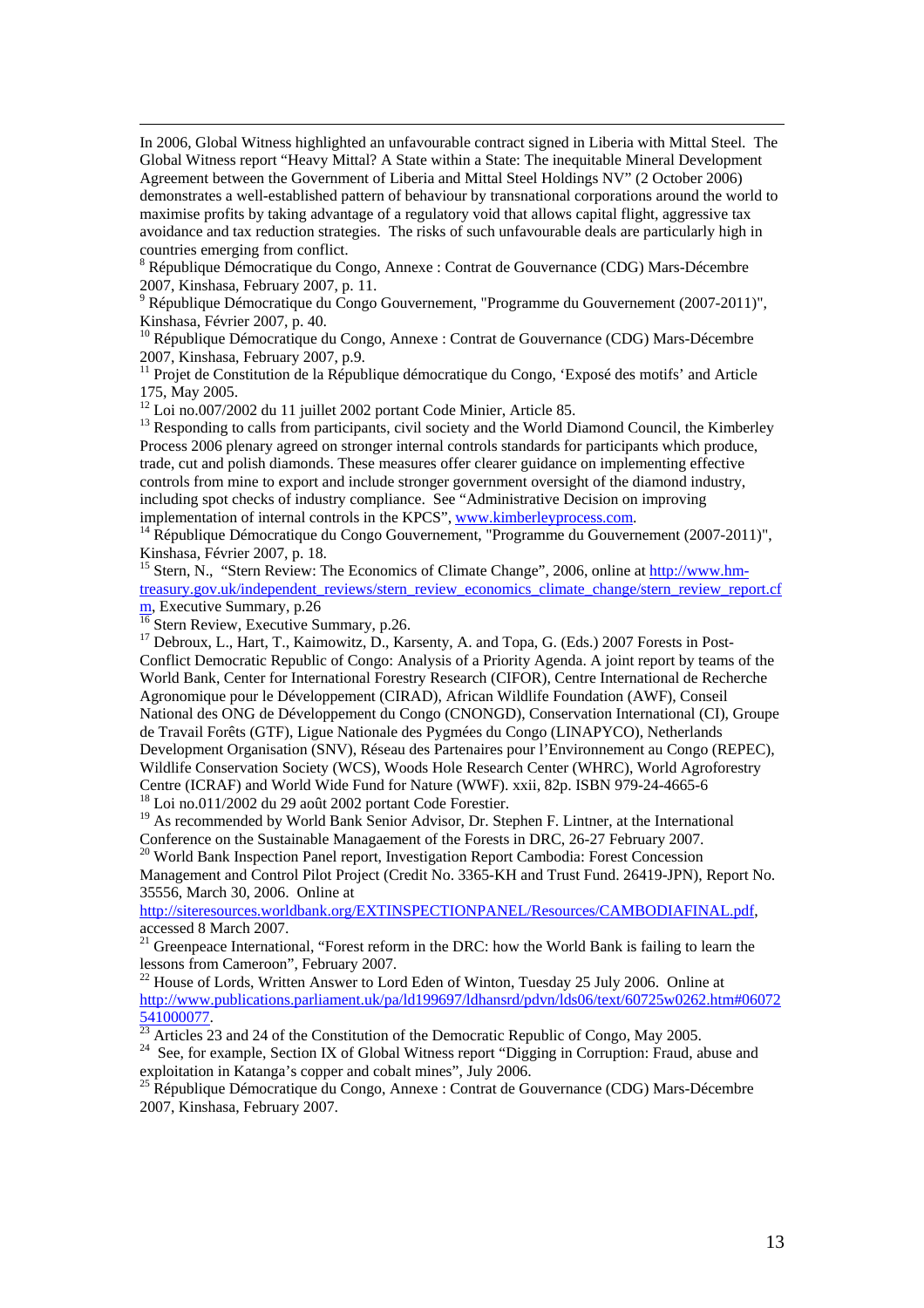In 2006, Global Witness highlighted an unfavourable contract signed in Liberia with Mittal Steel. The Global Witness report "Heavy Mittal? A State within a State: The inequitable Mineral Development Agreement between the Government of Liberia and Mittal Steel Holdings NV" (2 October 2006) demonstrates a well-established pattern of behaviour by transnational corporations around the world to maximise profits by taking advantage of a regulatory void that allows capital flight, aggressive tax avoidance and tax reduction strategies. The risks of such unfavourable deals are particularly high in countries emerging from conflict.

[8] République Démocratique du Congo, Annexe : Contrat de Gouvernance (CDG) Mars-Décembre 2007, Kinshasa, February 2007, p. 11.

[9] République Démocratique du Congo Gouvernement, "Programme du Gouvernement (2007-2011)", Kinshasa, Février 2007, p. 40.

[10] République Démocratique du Congo, Annexe : Contrat de Gouvernance (CDG) Mars-Décembre 2007, Kinshasa, February 2007, p.9.

[11] Projet de Constitution de la République démocratique du Congo, 'Exposé des motifs' and Article 175, May 2005.

[12] Loi no.007/2002 du 11 juillet 2002 portant Code Minier, Article 85.

[13] Responding to calls from participants, civil society and the World Diamond Council, the Kimberley Process 2006 plenary agreed on stronger internal controls standards for participants which produce, trade, cut and polish diamonds. These measures offer clearer guidance on implementing effective controls from mine to export and include stronger government oversight of the diamond industry, including spot checks of industry compliance. See "Administrative Decision on improving implementation of internal controls in the KPCS", www.kimberleyprocess.com.

[14] République Démocratique du Congo Gouvernement, "Programme du Gouvernement (2007-2011)", Kinshasa, Février 2007, p. 18.

[15] Stern, N., "Stern Review: The Economics of Climate Change", 2006, online at http://www.hm-treasury.gov.uk/independent_reviews/stern_review_economics_climate_change/stern_review_report.cfm, Executive Summary, p.26

[16] Stern Review, Executive Summary, p.26.

[17] Debroux, L., Hart, T., Kaimowitz, D., Karsenty, A. and Topa, G. (Eds.) 2007 Forests in Post-Conflict Democratic Republic of Congo: Analysis of a Priority Agenda. A joint report by teams of the World Bank, Center for International Forestry Research (CIFOR), Centre International de Recherche Agronomique pour le Développement (CIRAD), African Wildlife Foundation (AWF), Conseil National des ONG de Développement du Congo (CNONGD), Conservation International (CI), Groupe de Travail Forêts (GTF), Ligue Nationale des Pygmées du Congo (LINAPYCO), Netherlands Development Organisation (SNV), Réseau des Partenaires pour l'Environnement au Congo (REPEC), Wildlife Conservation Society (WCS), Woods Hole Research Center (WHRC), World Agroforestry Centre (ICRAF) and World Wide Fund for Nature (WWF). xxii, 82p. ISBN 979-24-4665-6

[18] Loi no.011/2002 du 29 août 2002 portant Code Forestier.

[19] As recommended by World Bank Senior Advisor, Dr. Stephen F. Lintner, at the International Conference on the Sustainable Managaement of the Forests in DRC, 26-27 February 2007.

[20] World Bank Inspection Panel report, Investigation Report Cambodia: Forest Concession Management and Control Pilot Project (Credit No. 3365-KH and Trust Fund. 26419-JPN), Report No. 35556, March 30, 2006. Online at http://siteresources.worldbank.org/EXTINSPECTIONPANEL/Resources/CAMBODIAFINAL.pdf, accessed 8 March 2007.

[21] Greenpeace International, "Forest reform in the DRC: how the World Bank is failing to learn the lessons from Cameroon", February 2007.

[22] House of Lords, Written Answer to Lord Eden of Winton, Tuesday 25 July 2006. Online at http://www.publications.parliament.uk/pa/ld199697/ldhansrd/pdvn/lds06/text/60725w0262.htm#06072541000077.

[23] Articles 23 and 24 of the Constitution of the Democratic Republic of Congo, May 2005.

[24] See, for example, Section IX of Global Witness report "Digging in Corruption: Fraud, abuse and exploitation in Katanga's copper and cobalt mines", July 2006.

[25] République Démocratique du Congo, Annexe : Contrat de Gouvernance (CDG) Mars-Décembre 2007, Kinshasa, February 2007.